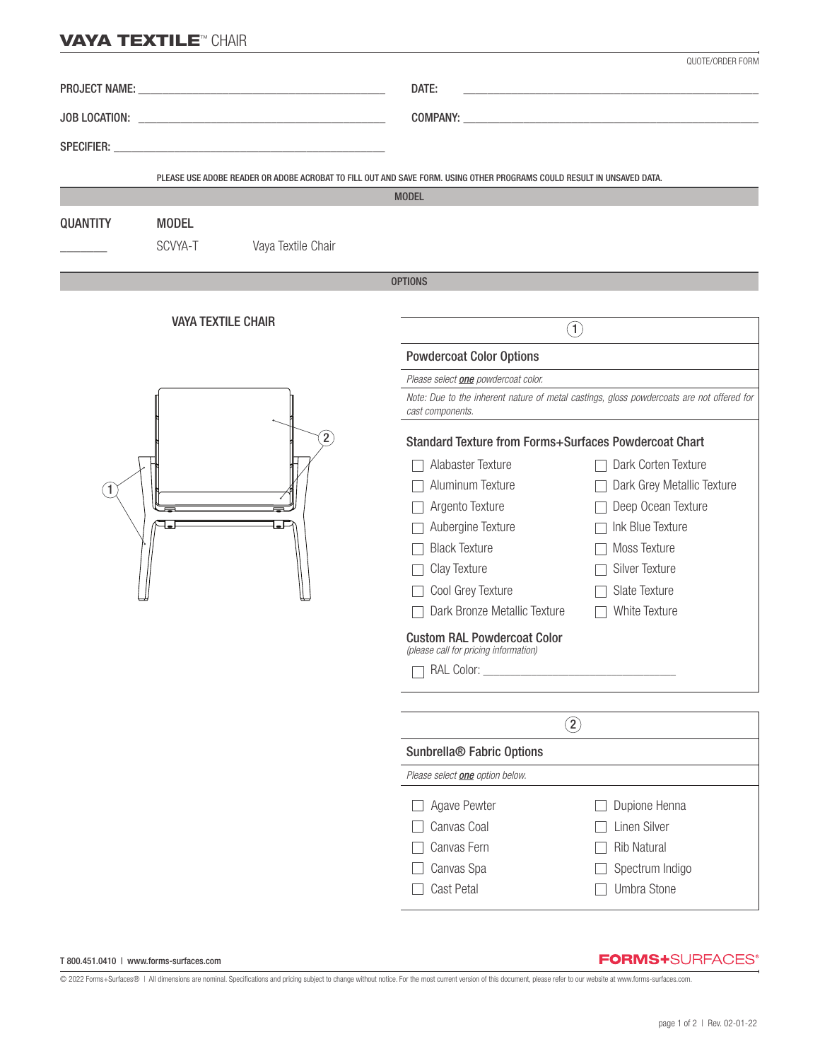# VAYA TEXTILE™ CHAIR

QUOTE/ORDER FORM

PROJECT NAME: ______________________________ DATE: ______________________________

JOB LOCATION: ______________________________ COMPANY: ______________________________

SPECIFIER: ______________________________

PLEASE USE ADOBE READER OR ADOBE ACROBAT TO FILL OUT AND SAVE FORM. USING OTHER PROGRAMS COULD RESULT IN UNSAVED DATA.

## MODEL

| QUANTITY | MODEL | |
|---|---|---|
| ______ | SCVYA-T | Vaya Textile Chair |

## OPTIONS

### VAYA TEXTILE CHAIR

1

2

### ① Powdercoat Color Options

*Please select **one** powdercoat color.*

*Note: Due to the inherent nature of metal castings, gloss powdercoats are not offered for cast components.*

**Standard Texture from Forms+Surfaces Powdercoat Chart**

- ☐ Alabaster Texture
- ☐ Aluminum Texture
- ☐ Argento Texture
- ☐ Aubergine Texture
- ☐ Black Texture
- ☐ Clay Texture
- ☐ Cool Grey Texture
- ☐ Dark Bronze Metallic Texture
- ☐ Dark Corten Texture
- ☐ Dark Grey Metallic Texture
- ☐ Deep Ocean Texture
- ☐ Ink Blue Texture
- ☐ Moss Texture
- ☐ Silver Texture
- ☐ Slate Texture
- ☐ White Texture

**Custom RAL Powdercoat Color**
*(please call for pricing information)*

- ☐ RAL Color: ______________________________

### ② Sunbrella® Fabric Options

*Please select **one** option below.*

- ☐ Agave Pewter
- ☐ Canvas Coal
- ☐ Canvas Fern
- ☐ Canvas Spa
- ☐ Cast Petal
- ☐ Dupione Henna
- ☐ Linen Silver
- ☐ Rib Natural
- ☐ Spectrum Indigo
- ☐ Umbra Stone

T 800.451.0410 | www.forms-surfaces.com

FORMS+SURFACES®

© 2022 Forms+Surfaces® | All dimensions are nominal. Specifications and pricing subject to change without notice. For the most current version of this document, please refer to our website at www.forms-surfaces.com.

Rev. 02-01-22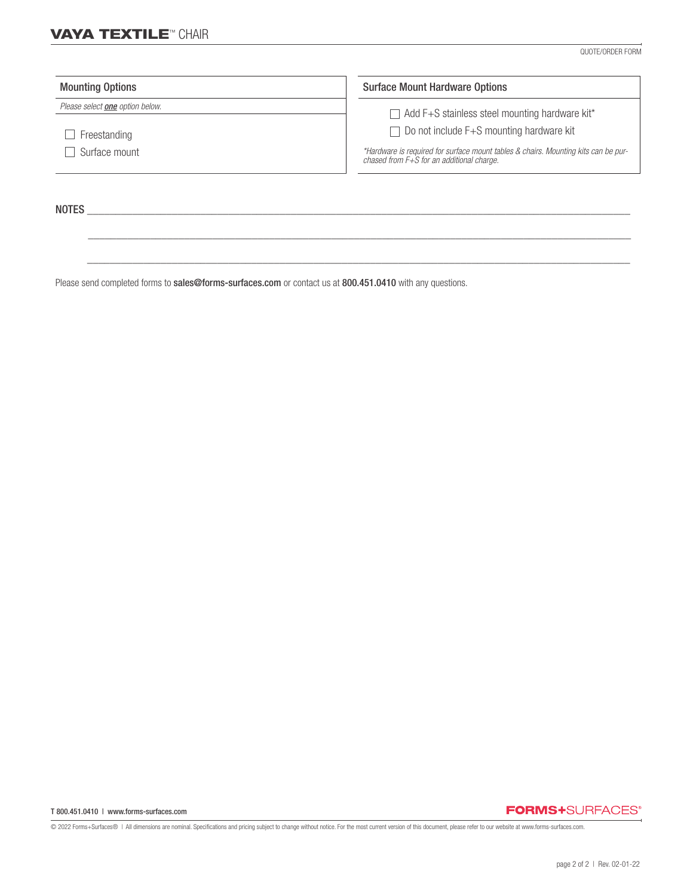## Mounting Options

*Please select **one** option below.*

- ☐ Freestanding
- ☐ Surface mount

## Surface Mount Hardware Options

- ☐ Add F+S stainless steel mounting hardware kit*
- ☐ Do not include F+S mounting hardware kit

*\*Hardware is required for surface mount tables & chairs. Mounting kits can be purchased from F+S for an additional charge.*

NOTES ________________________________________________________________________________

________________________________________________________________________________

________________________________________________________________________________

Please send completed forms to **sales@forms-surfaces.com** or contact us at **800.451.0410** with any questions.

© 2022 Forms+Surfaces® | All dimensions are nominal. Specifications and pricing subject to change without notice. For the most current version of this document, please refer to our website at www.forms-surfaces.com.